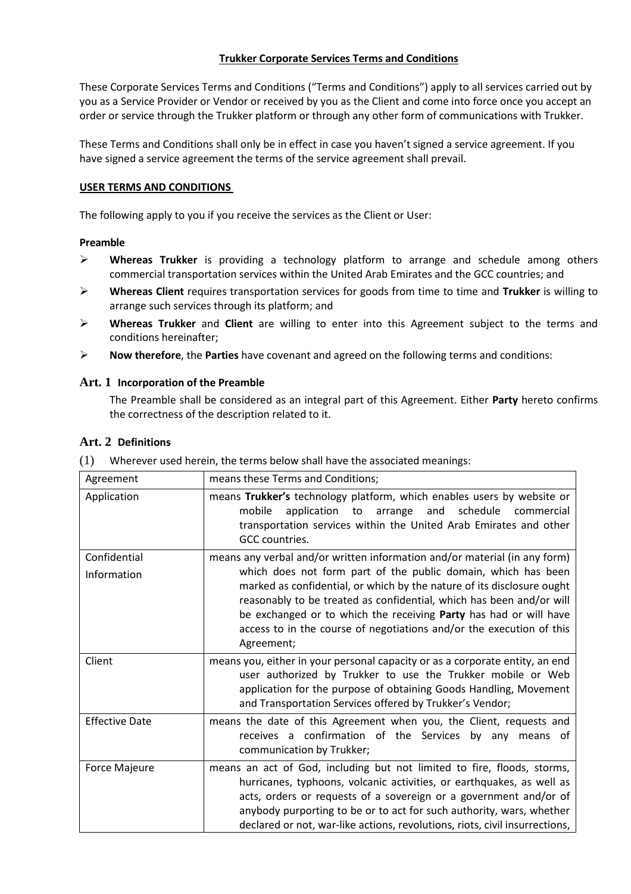# Trukker Corporate Services Terms and Conditions

These Corporate Services Terms and Conditions ("Terms and Conditions") apply to all services carried out by you as a Service Provider or Vendor or received by you as the Client and come into force once you accept an order or service through the Trukker platform or through any other form of communications with Trukker.

These Terms and Conditions shall only be in effect in case you haven't signed a service agreement. If you have signed a service agreement the terms of the service agreement shall prevail.

## USER TERMS AND CONDITIONS

The following apply to you if you receive the services as the Client or User:

**Preamble**

- **Whereas Trukker** is providing a technology platform to arrange and schedule among others commercial transportation services within the United Arab Emirates and the GCC countries; and
- **Whereas Client** requires transportation services for goods from time to time and **Trukker** is willing to arrange such services through its platform; and
- **Whereas Trukker** and **Client** are willing to enter into this Agreement subject to the terms and conditions hereinafter;
- **Now therefore**, the **Parties** have covenant and agreed on the following terms and conditions:

### Art. 1 Incorporation of the Preamble

The Preamble shall be considered as an integral part of this Agreement. Either **Party** hereto confirms the correctness of the description related to it.

### Art. 2 Definitions

(1) Wherever used herein, the terms below shall have the associated meanings:

| Agreement | means these Terms and Conditions; |
|---|---|
| Application | means **Trukker's** technology platform, which enables users by website or mobile application to arrange and schedule commercial transportation services within the United Arab Emirates and other GCC countries. |
| Confidential Information | means any verbal and/or written information and/or material (in any form) which does not form part of the public domain, which has been marked as confidential, or which by the nature of its disclosure ought reasonably to be treated as confidential, which has been and/or will be exchanged or to which the receiving **Party** has had or will have access to in the course of negotiations and/or the execution of this Agreement; |
| Client | means you, either in your personal capacity or as a corporate entity, an end user authorized by Trukker to use the Trukker mobile or Web application for the purpose of obtaining Goods Handling, Movement and Transportation Services offered by Trukker's Vendor; |
| Effective Date | means the date of this Agreement when you, the Client, requests and receives a confirmation of the Services by any means of communication by Trukker; |
| Force Majeure | means an act of God, including but not limited to fire, floods, storms, hurricanes, typhoons, volcanic activities, or earthquakes, as well as acts, orders or requests of a sovereign or a government and/or of anybody purporting to be or to act for such authority, wars, whether declared or not, war-like actions, revolutions, riots, civil insurrections, |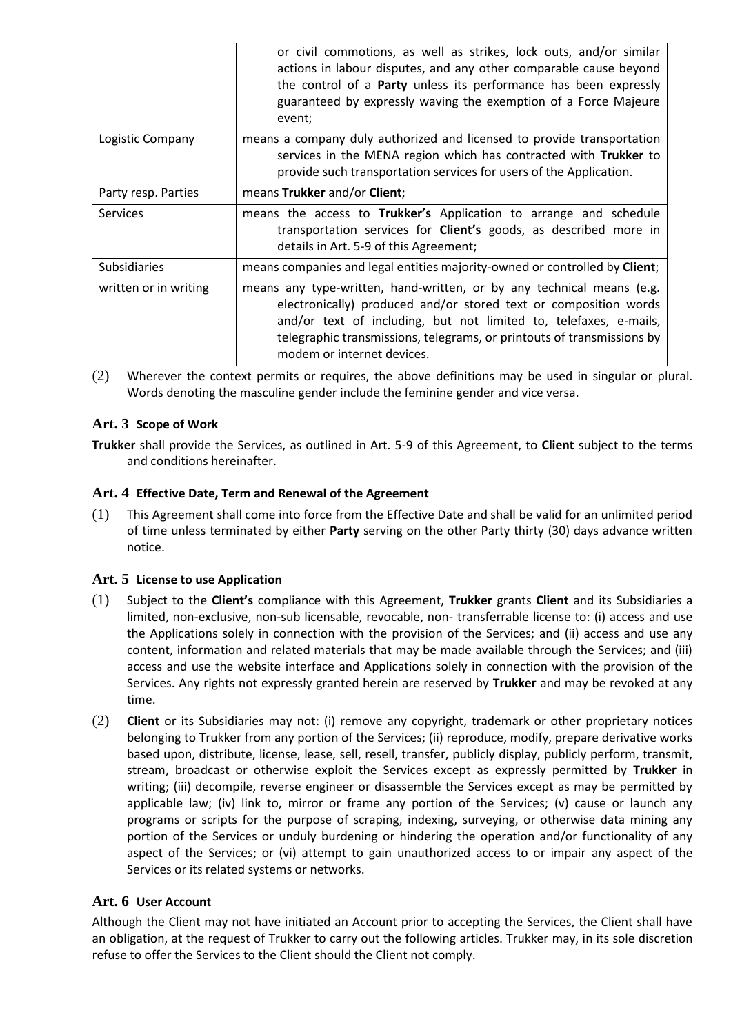| | |
|---|---|
| | or civil commotions, as well as strikes, lock outs, and/or similar actions in labour disputes, and any other comparable cause beyond the control of a **Party** unless its performance has been expressly guaranteed by expressly waving the exemption of a Force Majeure event; |
| Logistic Company | means a company duly authorized and licensed to provide transportation services in the MENA region which has contracted with **Trukker** to provide such transportation services for users of the Application. |
| Party resp. Parties | means **Trukker** and/or **Client**; |
| Services | means the access to **Trukker's** Application to arrange and schedule transportation services for **Client's** goods, as described more in details in Art. 5-9 of this Agreement; |
| Subsidiaries | means companies and legal entities majority-owned or controlled by **Client**; |
| written or in writing | means any type-written, hand-written, or by any technical means (e.g. electronically) produced and/or stored text or composition words and/or text of including, but not limited to, telefaxes, e-mails, telegraphic transmissions, telegrams, or printouts of transmissions by modem or internet devices. |

(2) Wherever the context permits or requires, the above definitions may be used in singular or plural. Words denoting the masculine gender include the feminine gender and vice versa.

### Art. 3 Scope of Work

**Trukker** shall provide the Services, as outlined in Art. 5-9 of this Agreement, to **Client** subject to the terms and conditions hereinafter.

### Art. 4 Effective Date, Term and Renewal of the Agreement

(1) This Agreement shall come into force from the Effective Date and shall be valid for an unlimited period of time unless terminated by either **Party** serving on the other Party thirty (30) days advance written notice.

### Art. 5 License to use Application

(1) Subject to the **Client's** compliance with this Agreement, **Trukker** grants **Client** and its Subsidiaries a limited, non-exclusive, non-sub licensable, revocable, non- transferrable license to: (i) access and use the Applications solely in connection with the provision of the Services; and (ii) access and use any content, information and related materials that may be made available through the Services; and (iii) access and use the website interface and Applications solely in connection with the provision of the Services. Any rights not expressly granted herein are reserved by **Trukker** and may be revoked at any time.

(2) **Client** or its Subsidiaries may not: (i) remove any copyright, trademark or other proprietary notices belonging to Trukker from any portion of the Services; (ii) reproduce, modify, prepare derivative works based upon, distribute, license, lease, sell, resell, transfer, publicly display, publicly perform, transmit, stream, broadcast or otherwise exploit the Services except as expressly permitted by **Trukker** in writing; (iii) decompile, reverse engineer or disassemble the Services except as may be permitted by applicable law; (iv) link to, mirror or frame any portion of the Services; (v) cause or launch any programs or scripts for the purpose of scraping, indexing, surveying, or otherwise data mining any portion of the Services or unduly burdening or hindering the operation and/or functionality of any aspect of the Services; or (vi) attempt to gain unauthorized access to or impair any aspect of the Services or its related systems or networks.

### Art. 6 User Account

Although the Client may not have initiated an Account prior to accepting the Services, the Client shall have an obligation, at the request of Trukker to carry out the following articles. Trukker may, in its sole discretion refuse to offer the Services to the Client should the Client not comply.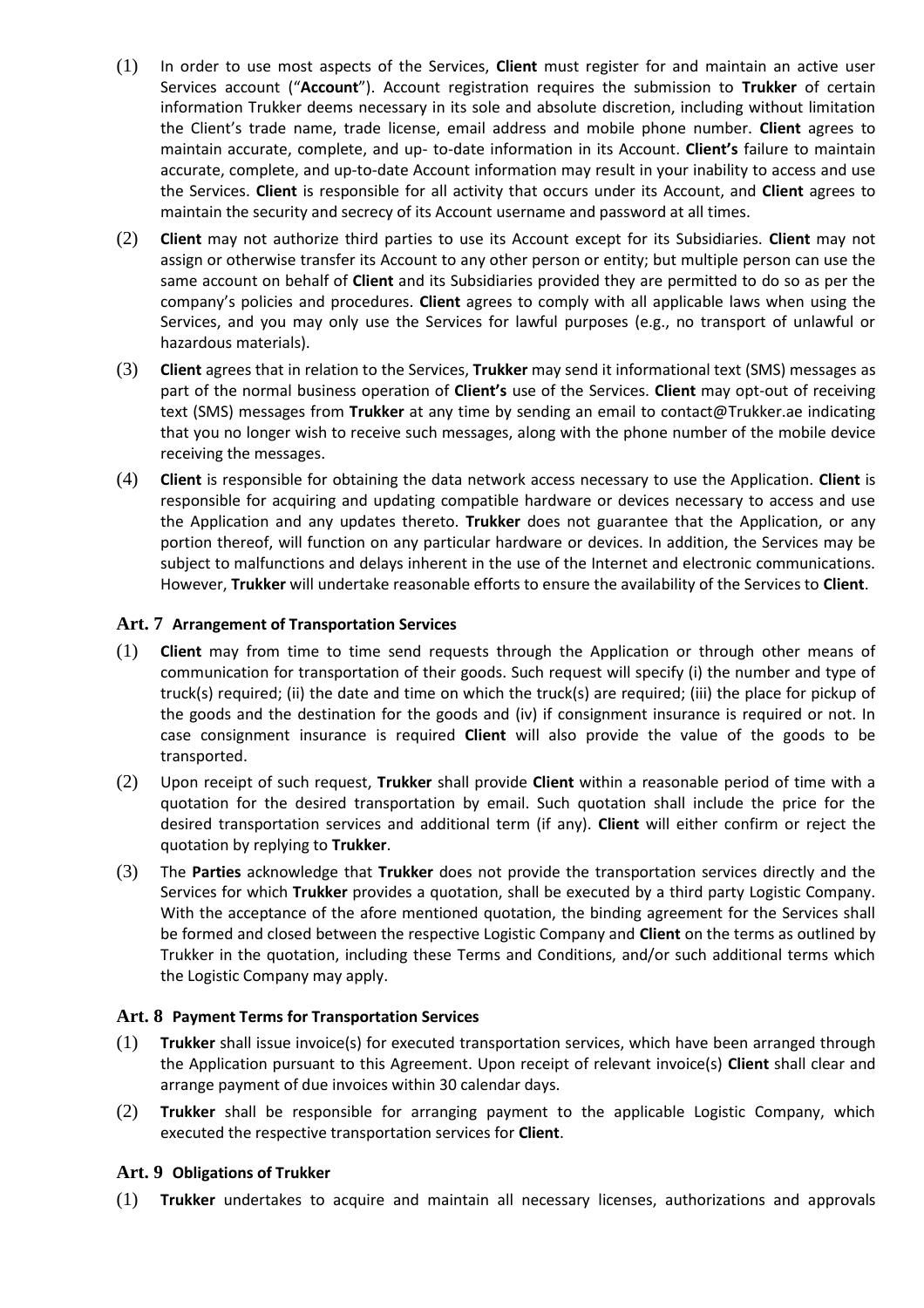(1) In order to use most aspects of the Services, **Client** must register for and maintain an active user Services account ("**Account**"). Account registration requires the submission to **Trukker** of certain information Trukker deems necessary in its sole and absolute discretion, including without limitation the Client's trade name, trade license, email address and mobile phone number. **Client** agrees to maintain accurate, complete, and up- to-date information in its Account. **Client's** failure to maintain accurate, complete, and up-to-date Account information may result in your inability to access and use the Services. **Client** is responsible for all activity that occurs under its Account, and **Client** agrees to maintain the security and secrecy of its Account username and password at all times.

(2) **Client** may not authorize third parties to use its Account except for its Subsidiaries. **Client** may not assign or otherwise transfer its Account to any other person or entity; but multiple person can use the same account on behalf of **Client** and its Subsidiaries provided they are permitted to do so as per the company's policies and procedures. **Client** agrees to comply with all applicable laws when using the Services, and you may only use the Services for lawful purposes (e.g., no transport of unlawful or hazardous materials).

(3) **Client** agrees that in relation to the Services, **Trukker** may send it informational text (SMS) messages as part of the normal business operation of **Client's** use of the Services. **Client** may opt-out of receiving text (SMS) messages from **Trukker** at any time by sending an email to contact@Trukker.ae indicating that you no longer wish to receive such messages, along with the phone number of the mobile device receiving the messages.

(4) **Client** is responsible for obtaining the data network access necessary to use the Application. **Client** is responsible for acquiring and updating compatible hardware or devices necessary to access and use the Application and any updates thereto. **Trukker** does not guarantee that the Application, or any portion thereof, will function on any particular hardware or devices. In addition, the Services may be subject to malfunctions and delays inherent in the use of the Internet and electronic communications. However, **Trukker** will undertake reasonable efforts to ensure the availability of the Services to **Client**.

### Art. 7 Arrangement of Transportation Services

(1) **Client** may from time to time send requests through the Application or through other means of communication for transportation of their goods. Such request will specify (i) the number and type of truck(s) required; (ii) the date and time on which the truck(s) are required; (iii) the place for pickup of the goods and the destination for the goods and (iv) if consignment insurance is required or not. In case consignment insurance is required **Client** will also provide the value of the goods to be transported.

(2) Upon receipt of such request, **Trukker** shall provide **Client** within a reasonable period of time with a quotation for the desired transportation by email. Such quotation shall include the price for the desired transportation services and additional term (if any). **Client** will either confirm or reject the quotation by replying to **Trukker**.

(3) The **Parties** acknowledge that **Trukker** does not provide the transportation services directly and the Services for which **Trukker** provides a quotation, shall be executed by a third party Logistic Company. With the acceptance of the afore mentioned quotation, the binding agreement for the Services shall be formed and closed between the respective Logistic Company and **Client** on the terms as outlined by Trukker in the quotation, including these Terms and Conditions, and/or such additional terms which the Logistic Company may apply.

### Art. 8 Payment Terms for Transportation Services

(1) **Trukker** shall issue invoice(s) for executed transportation services, which have been arranged through the Application pursuant to this Agreement. Upon receipt of relevant invoice(s) **Client** shall clear and arrange payment of due invoices within 30 calendar days.

(2) **Trukker** shall be responsible for arranging payment to the applicable Logistic Company, which executed the respective transportation services for **Client**.

### Art. 9 Obligations of Trukker

(1) **Trukker** undertakes to acquire and maintain all necessary licenses, authorizations and approvals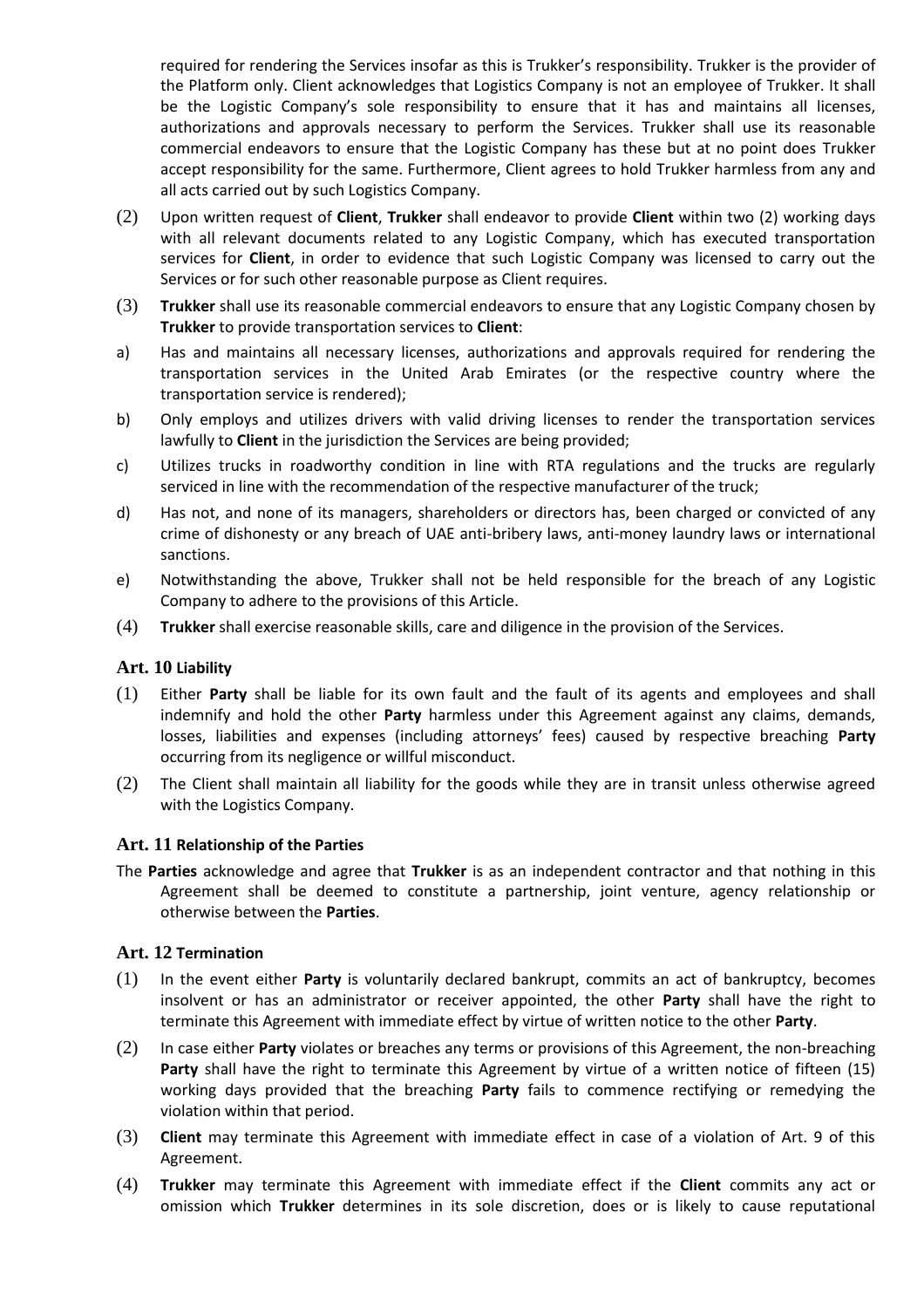required for rendering the Services insofar as this is Trukker's responsibility. Trukker is the provider of the Platform only. Client acknowledges that Logistics Company is not an employee of Trukker. It shall be the Logistic Company's sole responsibility to ensure that it has and maintains all licenses, authorizations and approvals necessary to perform the Services. Trukker shall use its reasonable commercial endeavors to ensure that the Logistic Company has these but at no point does Trukker accept responsibility for the same. Furthermore, Client agrees to hold Trukker harmless from any and all acts carried out by such Logistics Company.

(2) Upon written request of **Client**, **Trukker** shall endeavor to provide **Client** within two (2) working days with all relevant documents related to any Logistic Company, which has executed transportation services for **Client**, in order to evidence that such Logistic Company was licensed to carry out the Services or for such other reasonable purpose as Client requires.

(3) **Trukker** shall use its reasonable commercial endeavors to ensure that any Logistic Company chosen by **Trukker** to provide transportation services to **Client**:

a) Has and maintains all necessary licenses, authorizations and approvals required for rendering the transportation services in the United Arab Emirates (or the respective country where the transportation service is rendered);

b) Only employs and utilizes drivers with valid driving licenses to render the transportation services lawfully to **Client** in the jurisdiction the Services are being provided;

c) Utilizes trucks in roadworthy condition in line with RTA regulations and the trucks are regularly serviced in line with the recommendation of the respective manufacturer of the truck;

d) Has not, and none of its managers, shareholders or directors has, been charged or convicted of any crime of dishonesty or any breach of UAE anti-bribery laws, anti-money laundry laws or international sanctions.

e) Notwithstanding the above, Trukker shall not be held responsible for the breach of any Logistic Company to adhere to the provisions of this Article.

(4) **Trukker** shall exercise reasonable skills, care and diligence in the provision of the Services.

## Art. 10 Liability

(1) Either **Party** shall be liable for its own fault and the fault of its agents and employees and shall indemnify and hold the other **Party** harmless under this Agreement against any claims, demands, losses, liabilities and expenses (including attorneys' fees) caused by respective breaching **Party** occurring from its negligence or willful misconduct.

(2) The Client shall maintain all liability for the goods while they are in transit unless otherwise agreed with the Logistics Company.

## Art. 11 Relationship of the Parties

The **Parties** acknowledge and agree that **Trukker** is as an independent contractor and that nothing in this Agreement shall be deemed to constitute a partnership, joint venture, agency relationship or otherwise between the **Parties**.

## Art. 12 Termination

(1) In the event either **Party** is voluntarily declared bankrupt, commits an act of bankruptcy, becomes insolvent or has an administrator or receiver appointed, the other **Party** shall have the right to terminate this Agreement with immediate effect by virtue of written notice to the other **Party**.

(2) In case either **Party** violates or breaches any terms or provisions of this Agreement, the non-breaching **Party** shall have the right to terminate this Agreement by virtue of a written notice of fifteen (15) working days provided that the breaching **Party** fails to commence rectifying or remedying the violation within that period.

(3) **Client** may terminate this Agreement with immediate effect in case of a violation of Art. 9 of this Agreement.

(4) **Trukker** may terminate this Agreement with immediate effect if the **Client** commits any act or omission which **Trukker** determines in its sole discretion, does or is likely to cause reputational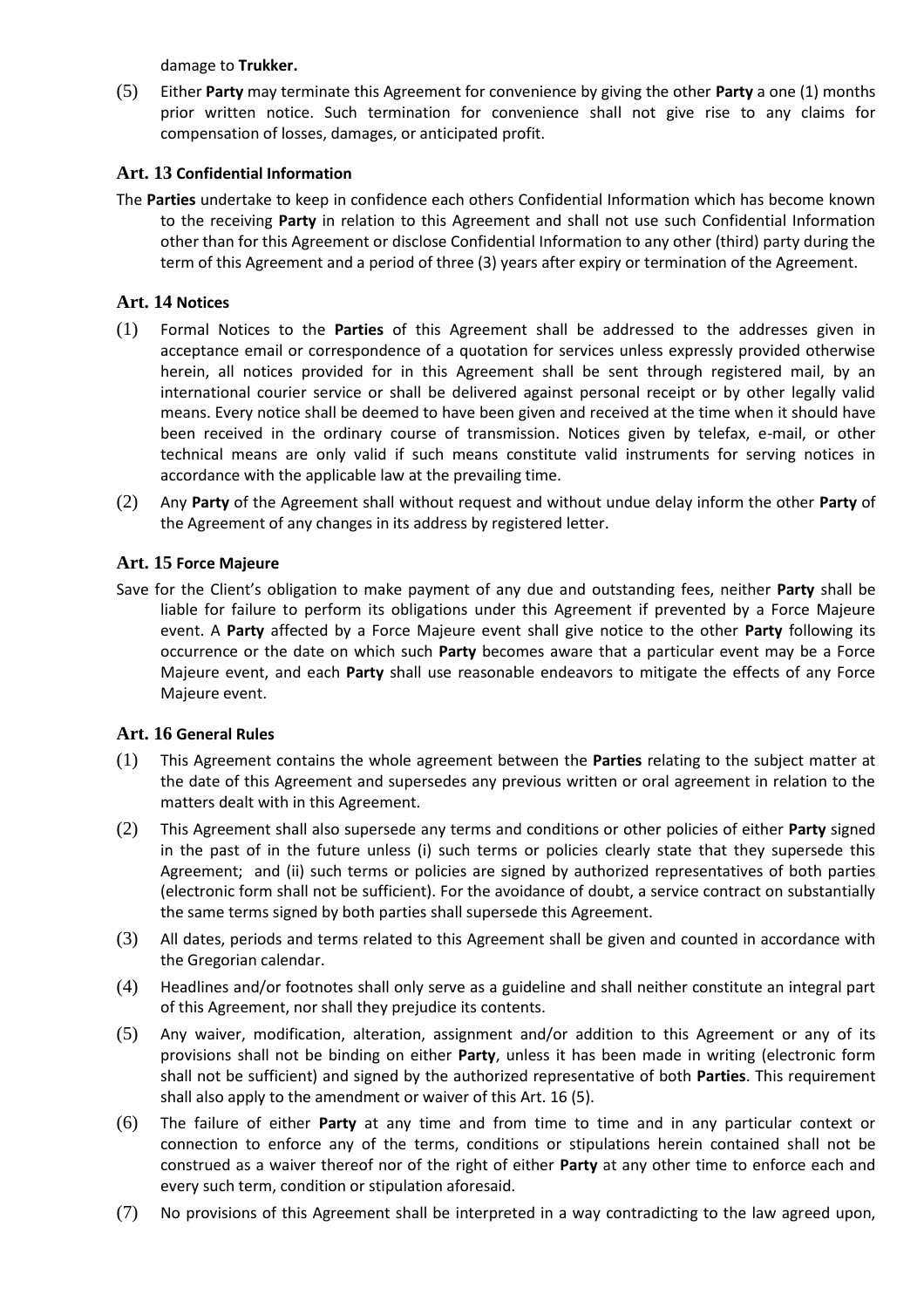damage to **Trukker.**

(5) Either **Party** may terminate this Agreement for convenience by giving the other **Party** a one (1) months prior written notice. Such termination for convenience shall not give rise to any claims for compensation of losses, damages, or anticipated profit.

## Art. 13 Confidential Information

The **Parties** undertake to keep in confidence each others Confidential Information which has become known to the receiving **Party** in relation to this Agreement and shall not use such Confidential Information other than for this Agreement or disclose Confidential Information to any other (third) party during the term of this Agreement and a period of three (3) years after expiry or termination of the Agreement.

## Art. 14 Notices

(1) Formal Notices to the **Parties** of this Agreement shall be addressed to the addresses given in acceptance email or correspondence of a quotation for services unless expressly provided otherwise herein, all notices provided for in this Agreement shall be sent through registered mail, by an international courier service or shall be delivered against personal receipt or by other legally valid means. Every notice shall be deemed to have been given and received at the time when it should have been received in the ordinary course of transmission. Notices given by telefax, e-mail, or other technical means are only valid if such means constitute valid instruments for serving notices in accordance with the applicable law at the prevailing time.

(2) Any **Party** of the Agreement shall without request and without undue delay inform the other **Party** of the Agreement of any changes in its address by registered letter.

## Art. 15 Force Majeure

Save for the Client's obligation to make payment of any due and outstanding fees, neither **Party** shall be liable for failure to perform its obligations under this Agreement if prevented by a Force Majeure event. A **Party** affected by a Force Majeure event shall give notice to the other **Party** following its occurrence or the date on which such **Party** becomes aware that a particular event may be a Force Majeure event, and each **Party** shall use reasonable endeavors to mitigate the effects of any Force Majeure event.

## Art. 16 General Rules

(1) This Agreement contains the whole agreement between the **Parties** relating to the subject matter at the date of this Agreement and supersedes any previous written or oral agreement in relation to the matters dealt with in this Agreement.

(2) This Agreement shall also supersede any terms and conditions or other policies of either **Party** signed in the past of in the future unless (i) such terms or policies clearly state that they supersede this Agreement; and (ii) such terms or policies are signed by authorized representatives of both parties (electronic form shall not be sufficient). For the avoidance of doubt, a service contract on substantially the same terms signed by both parties shall supersede this Agreement.

(3) All dates, periods and terms related to this Agreement shall be given and counted in accordance with the Gregorian calendar.

(4) Headlines and/or footnotes shall only serve as a guideline and shall neither constitute an integral part of this Agreement, nor shall they prejudice its contents.

(5) Any waiver, modification, alteration, assignment and/or addition to this Agreement or any of its provisions shall not be binding on either **Party**, unless it has been made in writing (electronic form shall not be sufficient) and signed by the authorized representative of both **Parties**. This requirement shall also apply to the amendment or waiver of this Art. 16 (5).

(6) The failure of either **Party** at any time and from time to time and in any particular context or connection to enforce any of the terms, conditions or stipulations herein contained shall not be construed as a waiver thereof nor of the right of either **Party** at any other time to enforce each and every such term, condition or stipulation aforesaid.

(7) No provisions of this Agreement shall be interpreted in a way contradicting to the law agreed upon,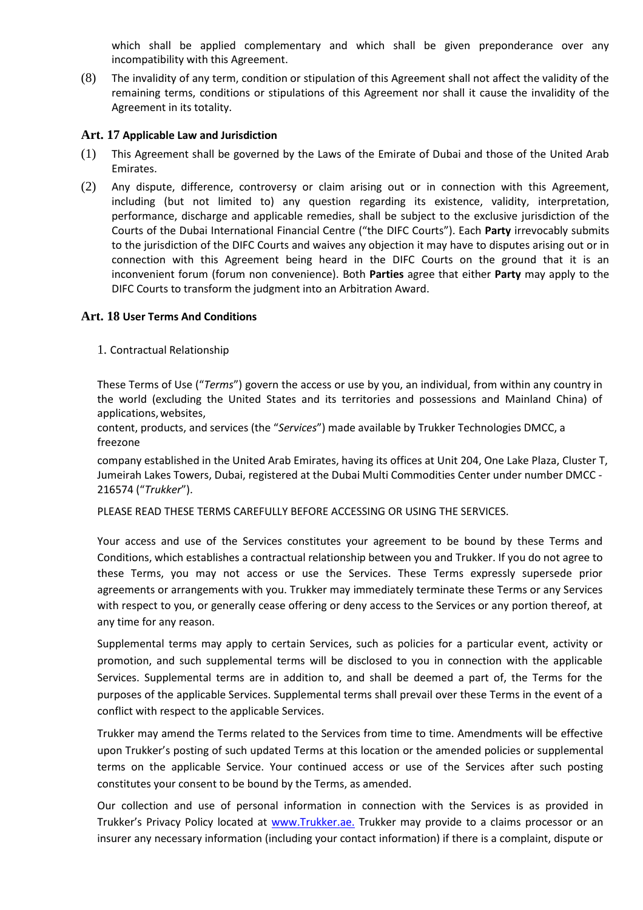which shall be applied complementary and which shall be given preponderance over any incompatibility with this Agreement.

(8) The invalidity of any term, condition or stipulation of this Agreement shall not affect the validity of the remaining terms, conditions or stipulations of this Agreement nor shall it cause the invalidity of the Agreement in its totality.

### Art. 17 Applicable Law and Jurisdiction

(1) This Agreement shall be governed by the Laws of the Emirate of Dubai and those of the United Arab Emirates.

(2) Any dispute, difference, controversy or claim arising out or in connection with this Agreement, including (but not limited to) any question regarding its existence, validity, interpretation, performance, discharge and applicable remedies, shall be subject to the exclusive jurisdiction of the Courts of the Dubai International Financial Centre ("the DIFC Courts"). Each **Party** irrevocably submits to the jurisdiction of the DIFC Courts and waives any objection it may have to disputes arising out or in connection with this Agreement being heard in the DIFC Courts on the ground that it is an inconvenient forum (forum non convenience). Both **Parties** agree that either **Party** may apply to the DIFC Courts to transform the judgment into an Arbitration Award.

### Art. 18 User Terms And Conditions

1. Contractual Relationship

These Terms of Use ("*Terms*") govern the access or use by you, an individual, from within any country in the world (excluding the United States and its territories and possessions and Mainland China) of applications, websites,
content, products, and services (the "*Services*") made available by Trukker Technologies DMCC, a freezone
company established in the United Arab Emirates, having its offices at Unit 204, One Lake Plaza, Cluster T, Jumeirah Lakes Towers, Dubai, registered at the Dubai Multi Commodities Center under number DMCC - 216574 ("*Trukker*").

PLEASE READ THESE TERMS CAREFULLY BEFORE ACCESSING OR USING THE SERVICES.

Your access and use of the Services constitutes your agreement to be bound by these Terms and Conditions, which establishes a contractual relationship between you and Trukker. If you do not agree to these Terms, you may not access or use the Services. These Terms expressly supersede prior agreements or arrangements with you. Trukker may immediately terminate these Terms or any Services with respect to you, or generally cease offering or deny access to the Services or any portion thereof, at any time for any reason.

Supplemental terms may apply to certain Services, such as policies for a particular event, activity or promotion, and such supplemental terms will be disclosed to you in connection with the applicable Services. Supplemental terms are in addition to, and shall be deemed a part of, the Terms for the purposes of the applicable Services. Supplemental terms shall prevail over these Terms in the event of a conflict with respect to the applicable Services.

Trukker may amend the Terms related to the Services from time to time. Amendments will be effective upon Trukker's posting of such updated Terms at this location or the amended policies or supplemental terms on the applicable Service. Your continued access or use of the Services after such posting constitutes your consent to be bound by the Terms, as amended.

Our collection and use of personal information in connection with the Services is as provided in Trukker's Privacy Policy located at www.Trukker.ae. Trukker may provide to a claims processor or an insurer any necessary information (including your contact information) if there is a complaint, dispute or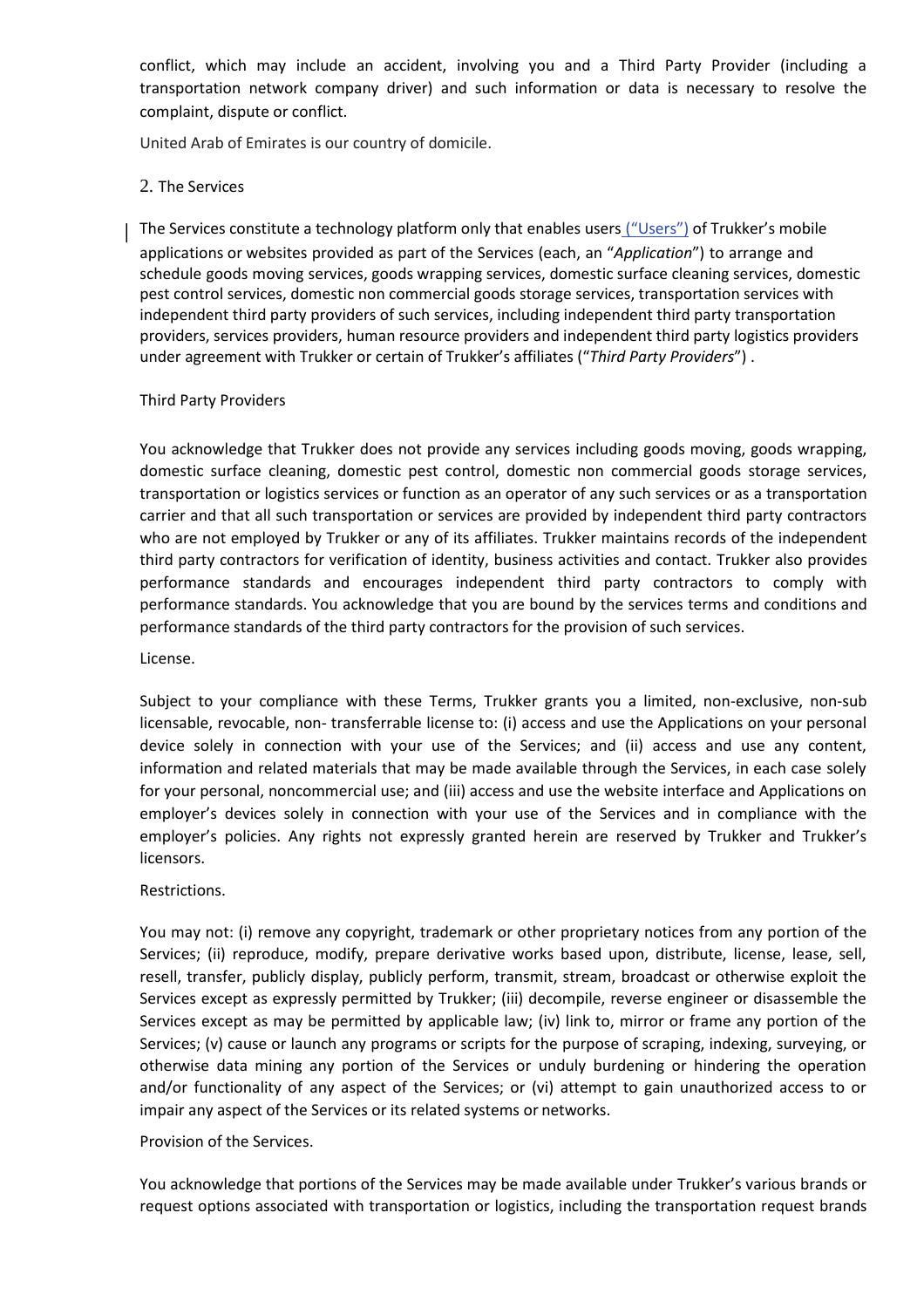conflict, which may include an accident, involving you and a Third Party Provider (including a transportation network company driver) and such information or data is necessary to resolve the complaint, dispute or conflict.

United Arab of Emirates is our country of domicile.

2. The Services

The Services constitute a technology platform only that enables users ("Users") of Trukker's mobile applications or websites provided as part of the Services (each, an "*Application*") to arrange and schedule goods moving services, goods wrapping services, domestic surface cleaning services, domestic pest control services, domestic non commercial goods storage services, transportation services with independent third party providers of such services, including independent third party transportation providers, services providers, human resource providers and independent third party logistics providers under agreement with Trukker or certain of Trukker's affiliates ("*Third Party Providers*") .

Third Party Providers

You acknowledge that Trukker does not provide any services including goods moving, goods wrapping, domestic surface cleaning, domestic pest control, domestic non commercial goods storage services, transportation or logistics services or function as an operator of any such services or as a transportation carrier and that all such transportation or services are provided by independent third party contractors who are not employed by Trukker or any of its affiliates. Trukker maintains records of the independent third party contractors for verification of identity, business activities and contact. Trukker also provides performance standards and encourages independent third party contractors to comply with performance standards. You acknowledge that you are bound by the services terms and conditions and performance standards of the third party contractors for the provision of such services.

License.

Subject to your compliance with these Terms, Trukker grants you a limited, non-exclusive, non-sub licensable, revocable, non- transferrable license to: (i) access and use the Applications on your personal device solely in connection with your use of the Services; and (ii) access and use any content, information and related materials that may be made available through the Services, in each case solely for your personal, noncommercial use; and (iii) access and use the website interface and Applications on employer's devices solely in connection with your use of the Services and in compliance with the employer's policies. Any rights not expressly granted herein are reserved by Trukker and Trukker's licensors.

Restrictions.

You may not: (i) remove any copyright, trademark or other proprietary notices from any portion of the Services; (ii) reproduce, modify, prepare derivative works based upon, distribute, license, lease, sell, resell, transfer, publicly display, publicly perform, transmit, stream, broadcast or otherwise exploit the Services except as expressly permitted by Trukker; (iii) decompile, reverse engineer or disassemble the Services except as may be permitted by applicable law; (iv) link to, mirror or frame any portion of the Services; (v) cause or launch any programs or scripts for the purpose of scraping, indexing, surveying, or otherwise data mining any portion of the Services or unduly burdening or hindering the operation and/or functionality of any aspect of the Services; or (vi) attempt to gain unauthorized access to or impair any aspect of the Services or its related systems or networks.

Provision of the Services.

You acknowledge that portions of the Services may be made available under Trukker's various brands or request options associated with transportation or logistics, including the transportation request brands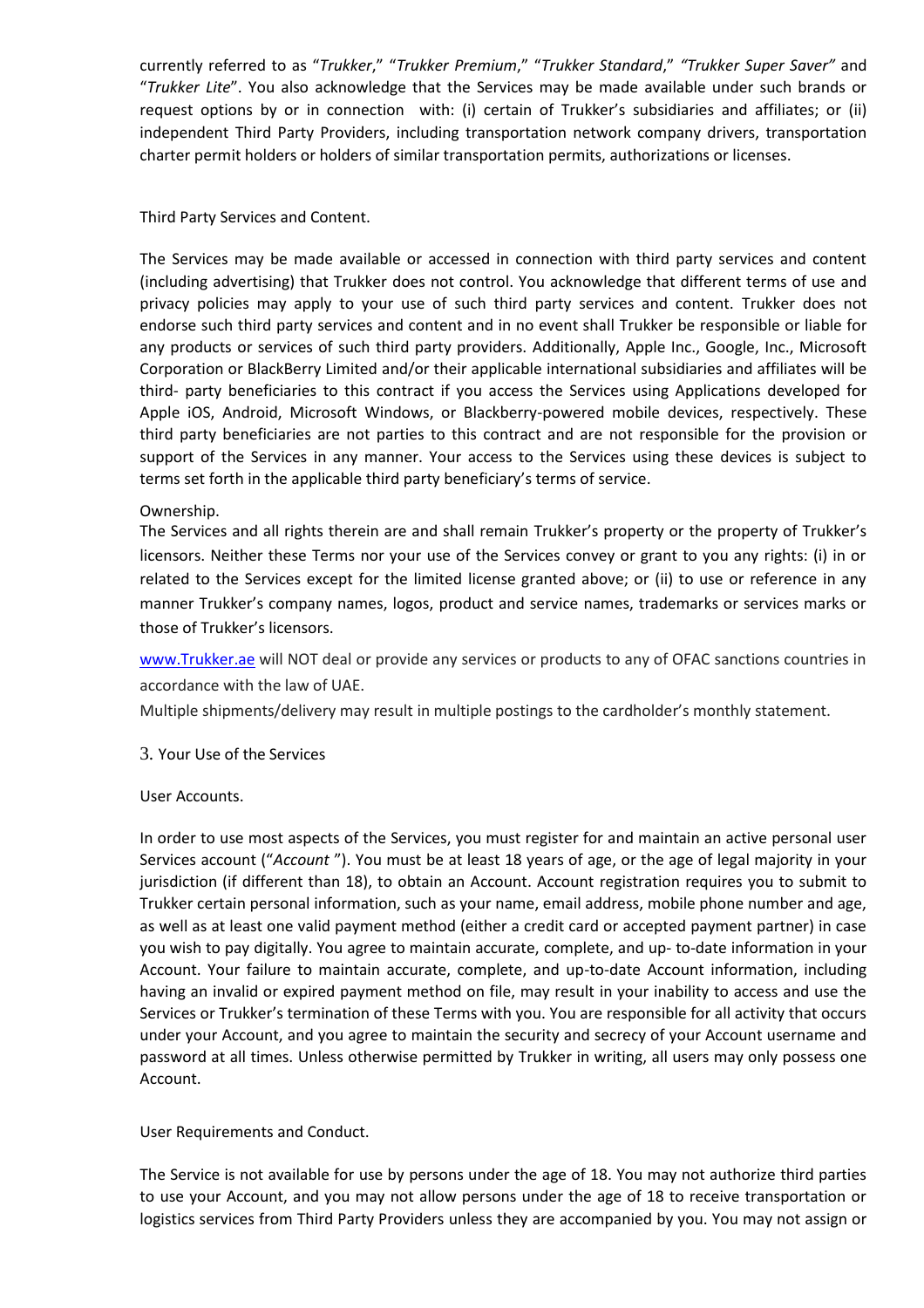currently referred to as "*Trukker*," "*Trukker Premium*," "*Trukker Standard*," *"Trukker Super Saver"* and "*Trukker Lite*". You also acknowledge that the Services may be made available under such brands or request options by or in connection with: (i) certain of Trukker's subsidiaries and affiliates; or (ii) independent Third Party Providers, including transportation network company drivers, transportation charter permit holders or holders of similar transportation permits, authorizations or licenses.

Third Party Services and Content.

The Services may be made available or accessed in connection with third party services and content (including advertising) that Trukker does not control. You acknowledge that different terms of use and privacy policies may apply to your use of such third party services and content. Trukker does not endorse such third party services and content and in no event shall Trukker be responsible or liable for any products or services of such third party providers. Additionally, Apple Inc., Google, Inc., Microsoft Corporation or BlackBerry Limited and/or their applicable international subsidiaries and affiliates will be third- party beneficiaries to this contract if you access the Services using Applications developed for Apple iOS, Android, Microsoft Windows, or Blackberry-powered mobile devices, respectively. These third party beneficiaries are not parties to this contract and are not responsible for the provision or support of the Services in any manner. Your access to the Services using these devices is subject to terms set forth in the applicable third party beneficiary's terms of service.

Ownership.

The Services and all rights therein are and shall remain Trukker's property or the property of Trukker's licensors. Neither these Terms nor your use of the Services convey or grant to you any rights: (i) in or related to the Services except for the limited license granted above; or (ii) to use or reference in any manner Trukker's company names, logos, product and service names, trademarks or services marks or those of Trukker's licensors.

[www.Trukker.ae](http://www.Trukker.ae) will NOT deal or provide any services or products to any of OFAC sanctions countries in accordance with the law of UAE.

Multiple shipments/delivery may result in multiple postings to the cardholder's monthly statement.

3. Your Use of the Services

User Accounts.

In order to use most aspects of the Services, you must register for and maintain an active personal user Services account ("*Account* "). You must be at least 18 years of age, or the age of legal majority in your jurisdiction (if different than 18), to obtain an Account. Account registration requires you to submit to Trukker certain personal information, such as your name, email address, mobile phone number and age, as well as at least one valid payment method (either a credit card or accepted payment partner) in case you wish to pay digitally. You agree to maintain accurate, complete, and up- to-date information in your Account. Your failure to maintain accurate, complete, and up-to-date Account information, including having an invalid or expired payment method on file, may result in your inability to access and use the Services or Trukker's termination of these Terms with you. You are responsible for all activity that occurs under your Account, and you agree to maintain the security and secrecy of your Account username and password at all times. Unless otherwise permitted by Trukker in writing, all users may only possess one Account.

User Requirements and Conduct.

The Service is not available for use by persons under the age of 18. You may not authorize third parties to use your Account, and you may not allow persons under the age of 18 to receive transportation or logistics services from Third Party Providers unless they are accompanied by you. You may not assign or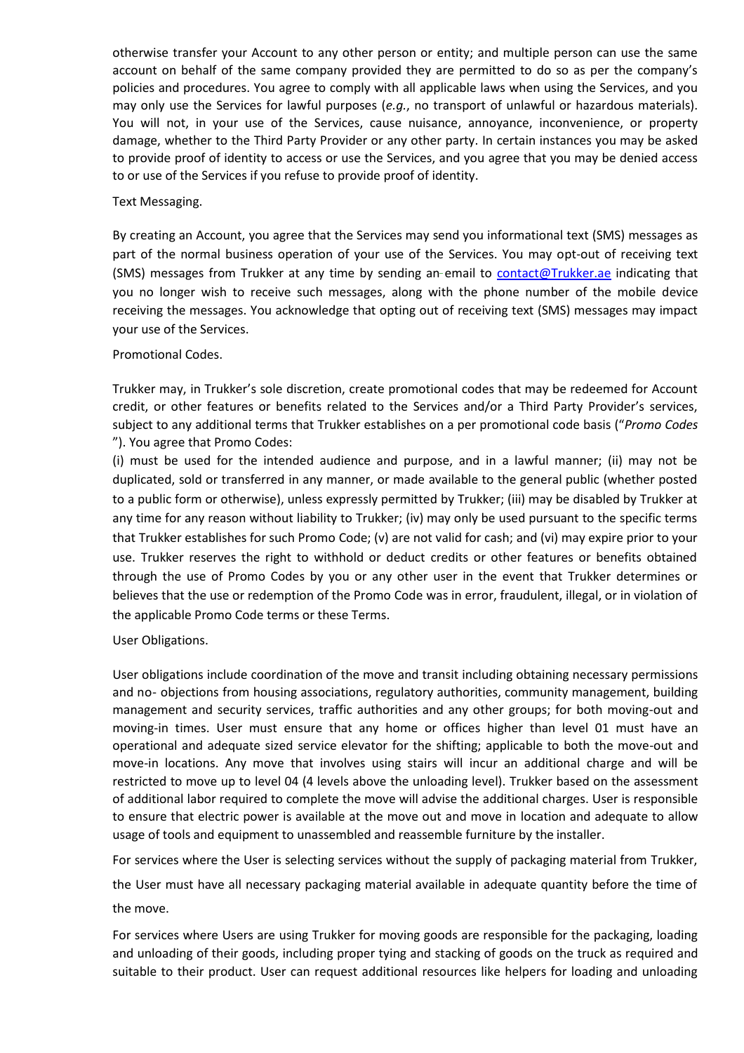otherwise transfer your Account to any other person or entity; and multiple person can use the same account on behalf of the same company provided they are permitted to do so as per the company's policies and procedures. You agree to comply with all applicable laws when using the Services, and you may only use the Services for lawful purposes (*e.g.*, no transport of unlawful or hazardous materials). You will not, in your use of the Services, cause nuisance, annoyance, inconvenience, or property damage, whether to the Third Party Provider or any other party. In certain instances you may be asked to provide proof of identity to access or use the Services, and you agree that you may be denied access to or use of the Services if you refuse to provide proof of identity.

Text Messaging.

By creating an Account, you agree that the Services may send you informational text (SMS) messages as part of the normal business operation of your use of the Services. You may opt-out of receiving text (SMS) messages from Trukker at any time by sending an email to contact@Trukker.ae indicating that you no longer wish to receive such messages, along with the phone number of the mobile device receiving the messages. You acknowledge that opting out of receiving text (SMS) messages may impact your use of the Services.

Promotional Codes.

Trukker may, in Trukker's sole discretion, create promotional codes that may be redeemed for Account credit, or other features or benefits related to the Services and/or a Third Party Provider's services, subject to any additional terms that Trukker establishes on a per promotional code basis ("*Promo Codes*"). You agree that Promo Codes:

(i) must be used for the intended audience and purpose, and in a lawful manner; (ii) may not be duplicated, sold or transferred in any manner, or made available to the general public (whether posted to a public form or otherwise), unless expressly permitted by Trukker; (iii) may be disabled by Trukker at any time for any reason without liability to Trukker; (iv) may only be used pursuant to the specific terms that Trukker establishes for such Promo Code; (v) are not valid for cash; and (vi) may expire prior to your use. Trukker reserves the right to withhold or deduct credits or other features or benefits obtained through the use of Promo Codes by you or any other user in the event that Trukker determines or believes that the use or redemption of the Promo Code was in error, fraudulent, illegal, or in violation of the applicable Promo Code terms or these Terms.

User Obligations.

User obligations include coordination of the move and transit including obtaining necessary permissions and no- objections from housing associations, regulatory authorities, community management, building management and security services, traffic authorities and any other groups; for both moving-out and moving-in times. User must ensure that any home or offices higher than level 01 must have an operational and adequate sized service elevator for the shifting; applicable to both the move-out and move-in locations. Any move that involves using stairs will incur an additional charge and will be restricted to move up to level 04 (4 levels above the unloading level). Trukker based on the assessment of additional labor required to complete the move will advise the additional charges. User is responsible to ensure that electric power is available at the move out and move in location and adequate to allow usage of tools and equipment to unassembled and reassemble furniture by the installer.

For services where the User is selecting services without the supply of packaging material from Trukker, the User must have all necessary packaging material available in adequate quantity before the time of the move.

For services where Users are using Trukker for moving goods are responsible for the packaging, loading and unloading of their goods, including proper tying and stacking of goods on the truck as required and suitable to their product. User can request additional resources like helpers for loading and unloading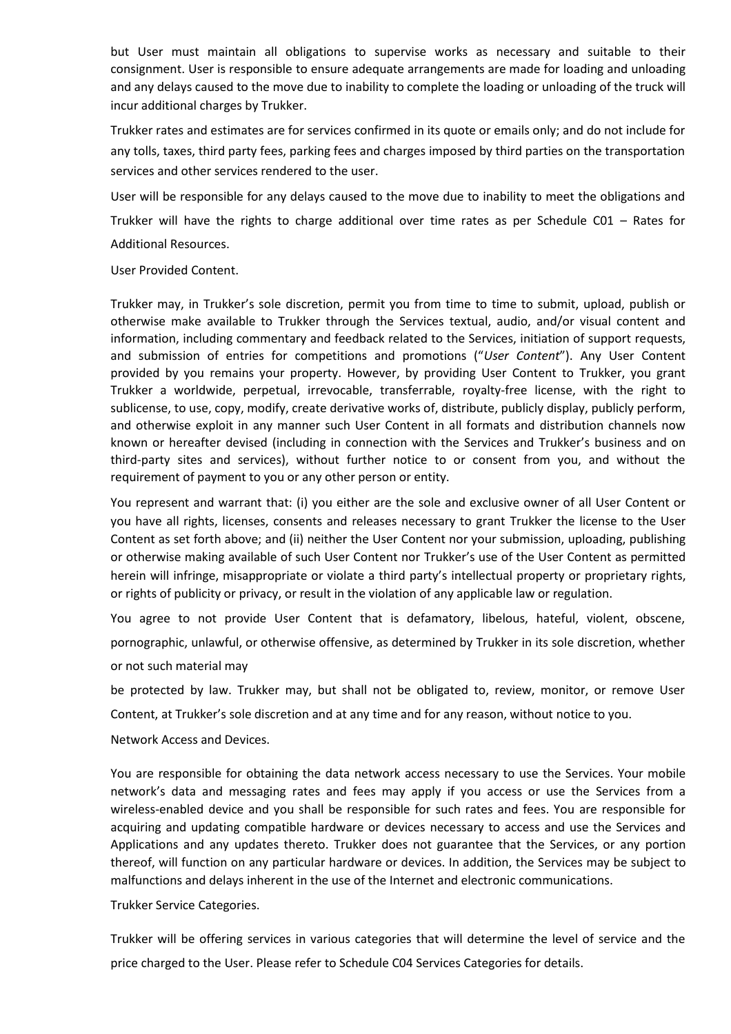but User must maintain all obligations to supervise works as necessary and suitable to their consignment. User is responsible to ensure adequate arrangements are made for loading and unloading and any delays caused to the move due to inability to complete the loading or unloading of the truck will incur additional charges by Trukker.

Trukker rates and estimates are for services confirmed in its quote or emails only; and do not include for any tolls, taxes, third party fees, parking fees and charges imposed by third parties on the transportation services and other services rendered to the user.

User will be responsible for any delays caused to the move due to inability to meet the obligations and Trukker will have the rights to charge additional over time rates as per Schedule C01 – Rates for Additional Resources.

User Provided Content.

Trukker may, in Trukker's sole discretion, permit you from time to time to submit, upload, publish or otherwise make available to Trukker through the Services textual, audio, and/or visual content and information, including commentary and feedback related to the Services, initiation of support requests, and submission of entries for competitions and promotions ("*User Content*"). Any User Content provided by you remains your property. However, by providing User Content to Trukker, you grant Trukker a worldwide, perpetual, irrevocable, transferrable, royalty-free license, with the right to sublicense, to use, copy, modify, create derivative works of, distribute, publicly display, publicly perform, and otherwise exploit in any manner such User Content in all formats and distribution channels now known or hereafter devised (including in connection with the Services and Trukker's business and on third-party sites and services), without further notice to or consent from you, and without the requirement of payment to you or any other person or entity.

You represent and warrant that: (i) you either are the sole and exclusive owner of all User Content or you have all rights, licenses, consents and releases necessary to grant Trukker the license to the User Content as set forth above; and (ii) neither the User Content nor your submission, uploading, publishing or otherwise making available of such User Content nor Trukker's use of the User Content as permitted herein will infringe, misappropriate or violate a third party's intellectual property or proprietary rights, or rights of publicity or privacy, or result in the violation of any applicable law or regulation.

You agree to not provide User Content that is defamatory, libelous, hateful, violent, obscene, pornographic, unlawful, or otherwise offensive, as determined by Trukker in its sole discretion, whether or not such material may

be protected by law. Trukker may, but shall not be obligated to, review, monitor, or remove User Content, at Trukker's sole discretion and at any time and for any reason, without notice to you.

Network Access and Devices.

You are responsible for obtaining the data network access necessary to use the Services. Your mobile network's data and messaging rates and fees may apply if you access or use the Services from a wireless-enabled device and you shall be responsible for such rates and fees. You are responsible for acquiring and updating compatible hardware or devices necessary to access and use the Services and Applications and any updates thereto. Trukker does not guarantee that the Services, or any portion thereof, will function on any particular hardware or devices. In addition, the Services may be subject to malfunctions and delays inherent in the use of the Internet and electronic communications.

Trukker Service Categories.

Trukker will be offering services in various categories that will determine the level of service and the price charged to the User. Please refer to Schedule C04 Services Categories for details.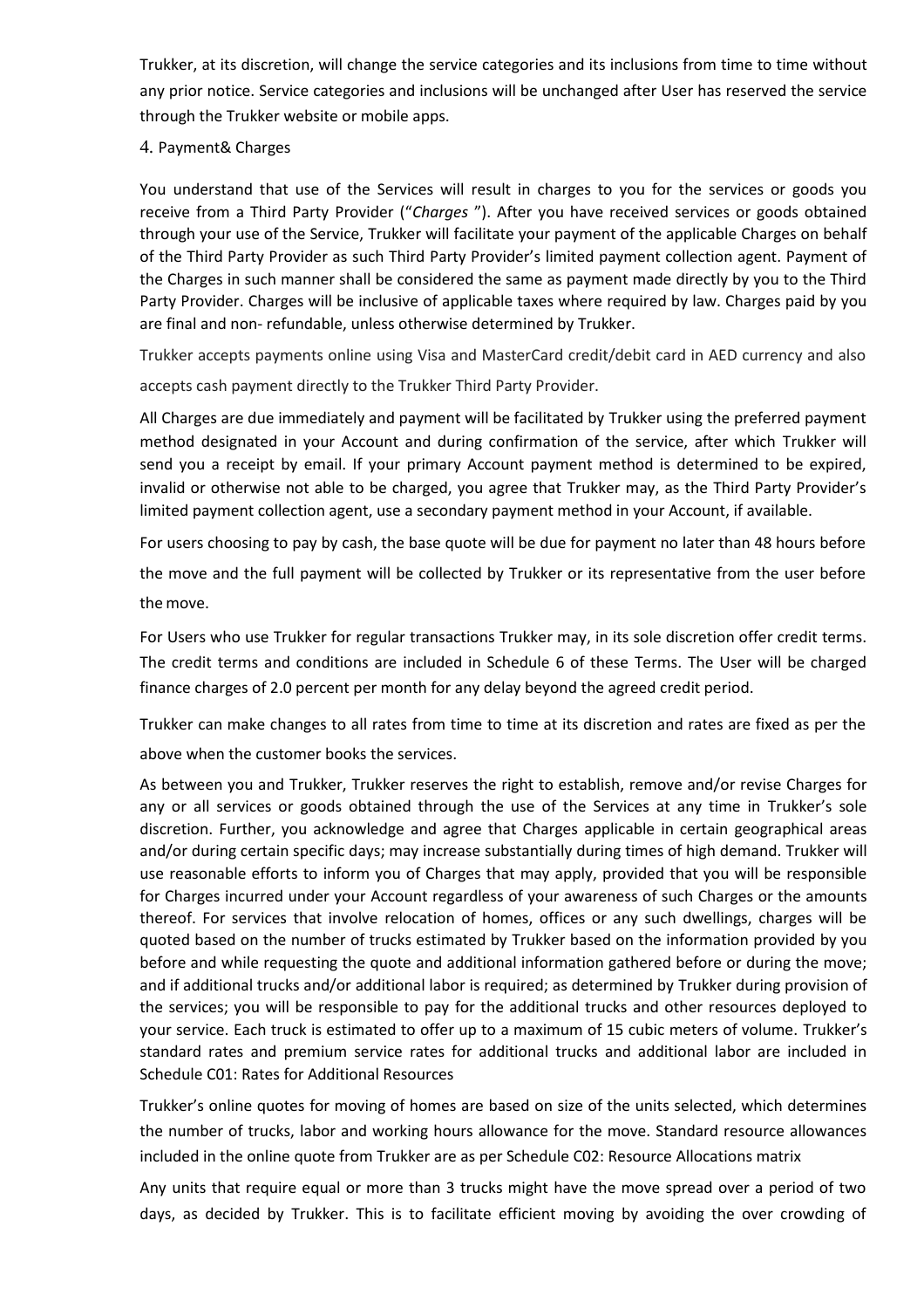Trukker, at its discretion, will change the service categories and its inclusions from time to time without any prior notice. Service categories and inclusions will be unchanged after User has reserved the service through the Trukker website or mobile apps.

## 4. Payment& Charges

You understand that use of the Services will result in charges to you for the services or goods you receive from a Third Party Provider ("*Charges* "). After you have received services or goods obtained through your use of the Service, Trukker will facilitate your payment of the applicable Charges on behalf of the Third Party Provider as such Third Party Provider's limited payment collection agent. Payment of the Charges in such manner shall be considered the same as payment made directly by you to the Third Party Provider. Charges will be inclusive of applicable taxes where required by law. Charges paid by you are final and non- refundable, unless otherwise determined by Trukker.

Trukker accepts payments online using Visa and MasterCard credit/debit card in AED currency and also accepts cash payment directly to the Trukker Third Party Provider.

All Charges are due immediately and payment will be facilitated by Trukker using the preferred payment method designated in your Account and during confirmation of the service, after which Trukker will send you a receipt by email. If your primary Account payment method is determined to be expired, invalid or otherwise not able to be charged, you agree that Trukker may, as the Third Party Provider's limited payment collection agent, use a secondary payment method in your Account, if available.

For users choosing to pay by cash, the base quote will be due for payment no later than 48 hours before the move and the full payment will be collected by Trukker or its representative from the user before the move.

For Users who use Trukker for regular transactions Trukker may, in its sole discretion offer credit terms. The credit terms and conditions are included in Schedule 6 of these Terms. The User will be charged finance charges of 2.0 percent per month for any delay beyond the agreed credit period.

Trukker can make changes to all rates from time to time at its discretion and rates are fixed as per the above when the customer books the services.

As between you and Trukker, Trukker reserves the right to establish, remove and/or revise Charges for any or all services or goods obtained through the use of the Services at any time in Trukker's sole discretion. Further, you acknowledge and agree that Charges applicable in certain geographical areas and/or during certain specific days; may increase substantially during times of high demand. Trukker will use reasonable efforts to inform you of Charges that may apply, provided that you will be responsible for Charges incurred under your Account regardless of your awareness of such Charges or the amounts thereof. For services that involve relocation of homes, offices or any such dwellings, charges will be quoted based on the number of trucks estimated by Trukker based on the information provided by you before and while requesting the quote and additional information gathered before or during the move; and if additional trucks and/or additional labor is required; as determined by Trukker during provision of the services; you will be responsible to pay for the additional trucks and other resources deployed to your service. Each truck is estimated to offer up to a maximum of 15 cubic meters of volume. Trukker's standard rates and premium service rates for additional trucks and additional labor are included in Schedule C01: Rates for Additional Resources

Trukker's online quotes for moving of homes are based on size of the units selected, which determines the number of trucks, labor and working hours allowance for the move. Standard resource allowances included in the online quote from Trukker are as per Schedule C02: Resource Allocations matrix

Any units that require equal or more than 3 trucks might have the move spread over a period of two days, as decided by Trukker. This is to facilitate efficient moving by avoiding the over crowding of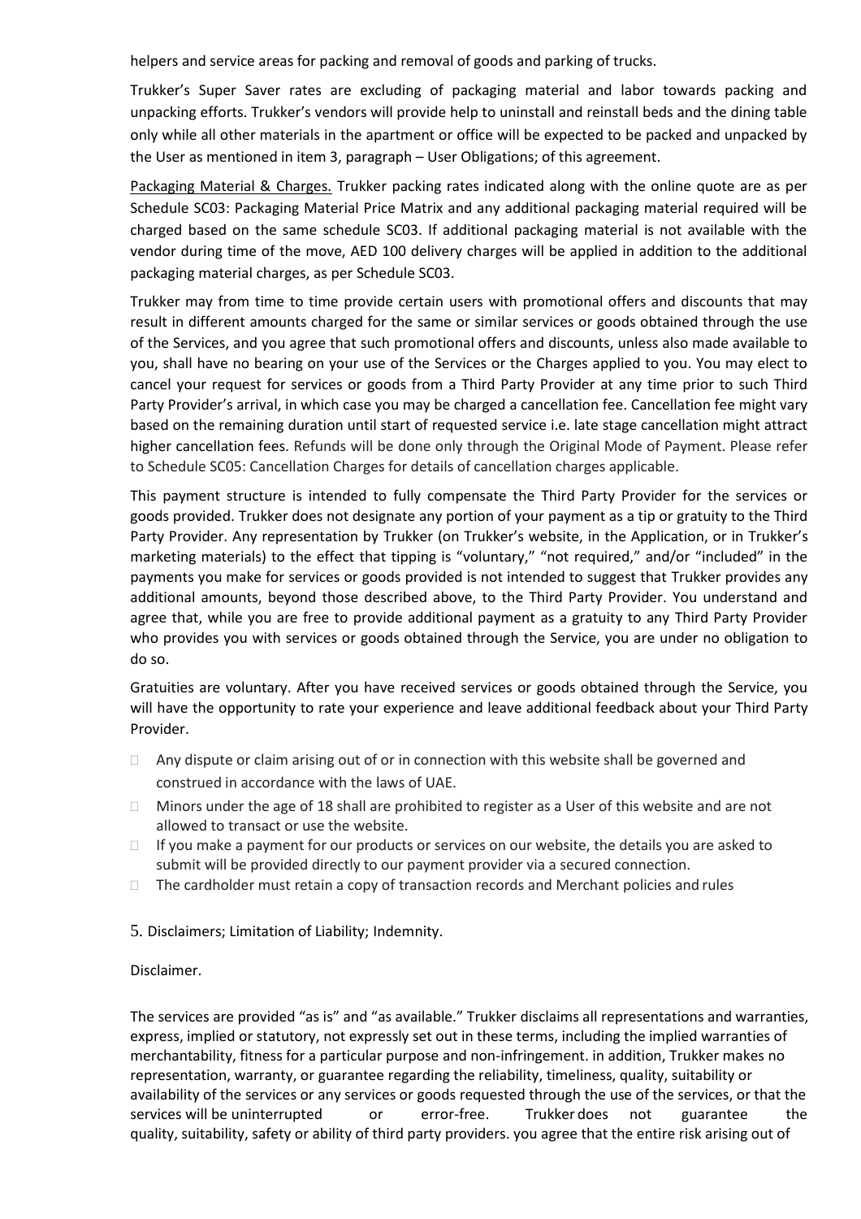helpers and service areas for packing and removal of goods and parking of trucks.

Trukker's Super Saver rates are excluding of packaging material and labor towards packing and unpacking efforts. Trukker's vendors will provide help to uninstall and reinstall beds and the dining table only while all other materials in the apartment or office will be expected to be packed and unpacked by the User as mentioned in item 3, paragraph – User Obligations; of this agreement.

Packaging Material & Charges. Trukker packing rates indicated along with the online quote are as per Schedule SC03: Packaging Material Price Matrix and any additional packaging material required will be charged based on the same schedule SC03. If additional packaging material is not available with the vendor during time of the move, AED 100 delivery charges will be applied in addition to the additional packaging material charges, as per Schedule SC03.

Trukker may from time to time provide certain users with promotional offers and discounts that may result in different amounts charged for the same or similar services or goods obtained through the use of the Services, and you agree that such promotional offers and discounts, unless also made available to you, shall have no bearing on your use of the Services or the Charges applied to you. You may elect to cancel your request for services or goods from a Third Party Provider at any time prior to such Third Party Provider's arrival, in which case you may be charged a cancellation fee. Cancellation fee might vary based on the remaining duration until start of requested service i.e. late stage cancellation might attract higher cancellation fees. Refunds will be done only through the Original Mode of Payment. Please refer to Schedule SC05: Cancellation Charges for details of cancellation charges applicable.

This payment structure is intended to fully compensate the Third Party Provider for the services or goods provided. Trukker does not designate any portion of your payment as a tip or gratuity to the Third Party Provider. Any representation by Trukker (on Trukker's website, in the Application, or in Trukker's marketing materials) to the effect that tipping is "voluntary," "not required," and/or "included" in the payments you make for services or goods provided is not intended to suggest that Trukker provides any additional amounts, beyond those described above, to the Third Party Provider. You understand and agree that, while you are free to provide additional payment as a gratuity to any Third Party Provider who provides you with services or goods obtained through the Service, you are under no obligation to do so.

Gratuities are voluntary. After you have received services or goods obtained through the Service, you will have the opportunity to rate your experience and leave additional feedback about your Third Party Provider.

- Any dispute or claim arising out of or in connection with this website shall be governed and construed in accordance with the laws of UAE.
- Minors under the age of 18 shall are prohibited to register as a User of this website and are not allowed to transact or use the website.
- If you make a payment for our products or services on our website, the details you are asked to submit will be provided directly to our payment provider via a secured connection.
- The cardholder must retain a copy of transaction records and Merchant policies and rules

5. Disclaimers; Limitation of Liability; Indemnity.

Disclaimer.

The services are provided "as is" and "as available." Trukker disclaims all representations and warranties, express, implied or statutory, not expressly set out in these terms, including the implied warranties of merchantability, fitness for a particular purpose and non-infringement. in addition, Trukker makes no representation, warranty, or guarantee regarding the reliability, timeliness, quality, suitability or availability of the services or any services or goods requested through the use of the services, or that the services will be uninterrupted or error-free. Trukker does not guarantee the quality, suitability, safety or ability of third party providers. you agree that the entire risk arising out of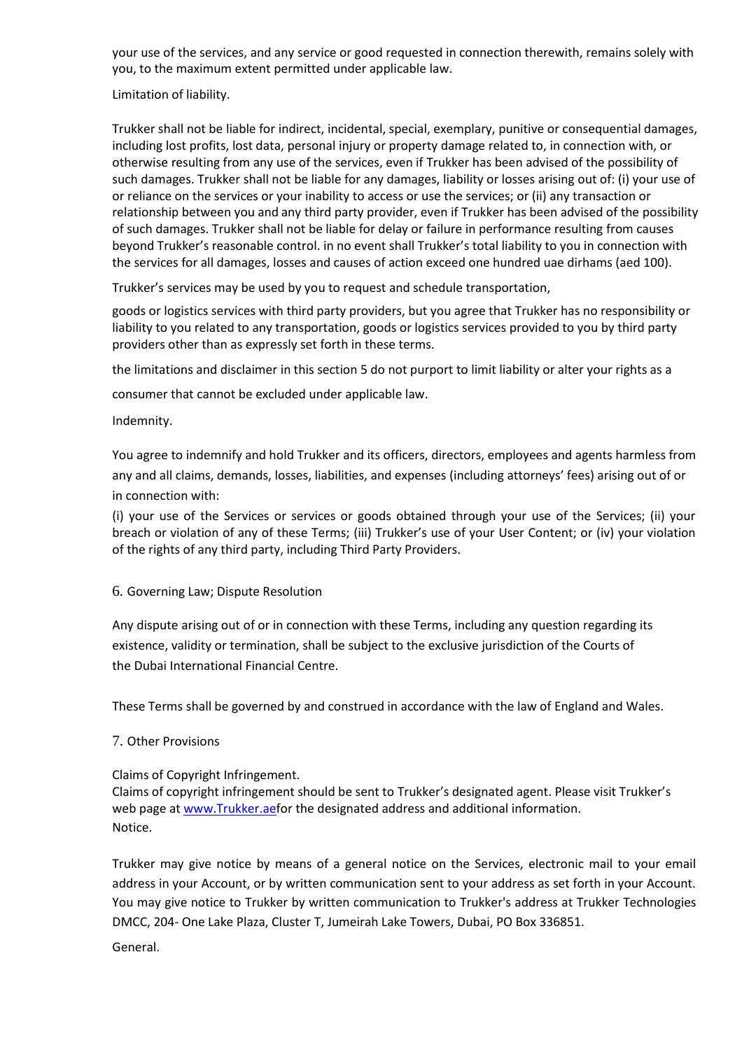your use of the services, and any service or good requested in connection therewith, remains solely with you, to the maximum extent permitted under applicable law.

Limitation of liability.

Trukker shall not be liable for indirect, incidental, special, exemplary, punitive or consequential damages, including lost profits, lost data, personal injury or property damage related to, in connection with, or otherwise resulting from any use of the services, even if Trukker has been advised of the possibility of such damages. Trukker shall not be liable for any damages, liability or losses arising out of: (i) your use of or reliance on the services or your inability to access or use the services; or (ii) any transaction or relationship between you and any third party provider, even if Trukker has been advised of the possibility of such damages. Trukker shall not be liable for delay or failure in performance resulting from causes beyond Trukker's reasonable control. in no event shall Trukker's total liability to you in connection with the services for all damages, losses and causes of action exceed one hundred uae dirhams (aed 100).

Trukker's services may be used by you to request and schedule transportation,

goods or logistics services with third party providers, but you agree that Trukker has no responsibility or liability to you related to any transportation, goods or logistics services provided to you by third party providers other than as expressly set forth in these terms.

the limitations and disclaimer in this section 5 do not purport to limit liability or alter your rights as a

consumer that cannot be excluded under applicable law.

Indemnity.

You agree to indemnify and hold Trukker and its officers, directors, employees and agents harmless from any and all claims, demands, losses, liabilities, and expenses (including attorneys' fees) arising out of or in connection with:

(i) your use of the Services or services or goods obtained through your use of the Services; (ii) your breach or violation of any of these Terms; (iii) Trukker's use of your User Content; or (iv) your violation of the rights of any third party, including Third Party Providers.

6. Governing Law; Dispute Resolution

Any dispute arising out of or in connection with these Terms, including any question regarding its existence, validity or termination, shall be subject to the exclusive jurisdiction of the Courts of the Dubai International Financial Centre.

These Terms shall be governed by and construed in accordance with the law of England and Wales.

7. Other Provisions

Claims of Copyright Infringement.
Claims of copyright infringement should be sent to Trukker's designated agent. Please visit Trukker's web page at [www.Trukker.ae](www.Trukker.ae)for the designated address and additional information.
Notice.

Trukker may give notice by means of a general notice on the Services, electronic mail to your email address in your Account, or by written communication sent to your address as set forth in your Account. You may give notice to Trukker by written communication to Trukker's address at Trukker Technologies DMCC, 204- One Lake Plaza, Cluster T, Jumeirah Lake Towers, Dubai, PO Box 336851.

General.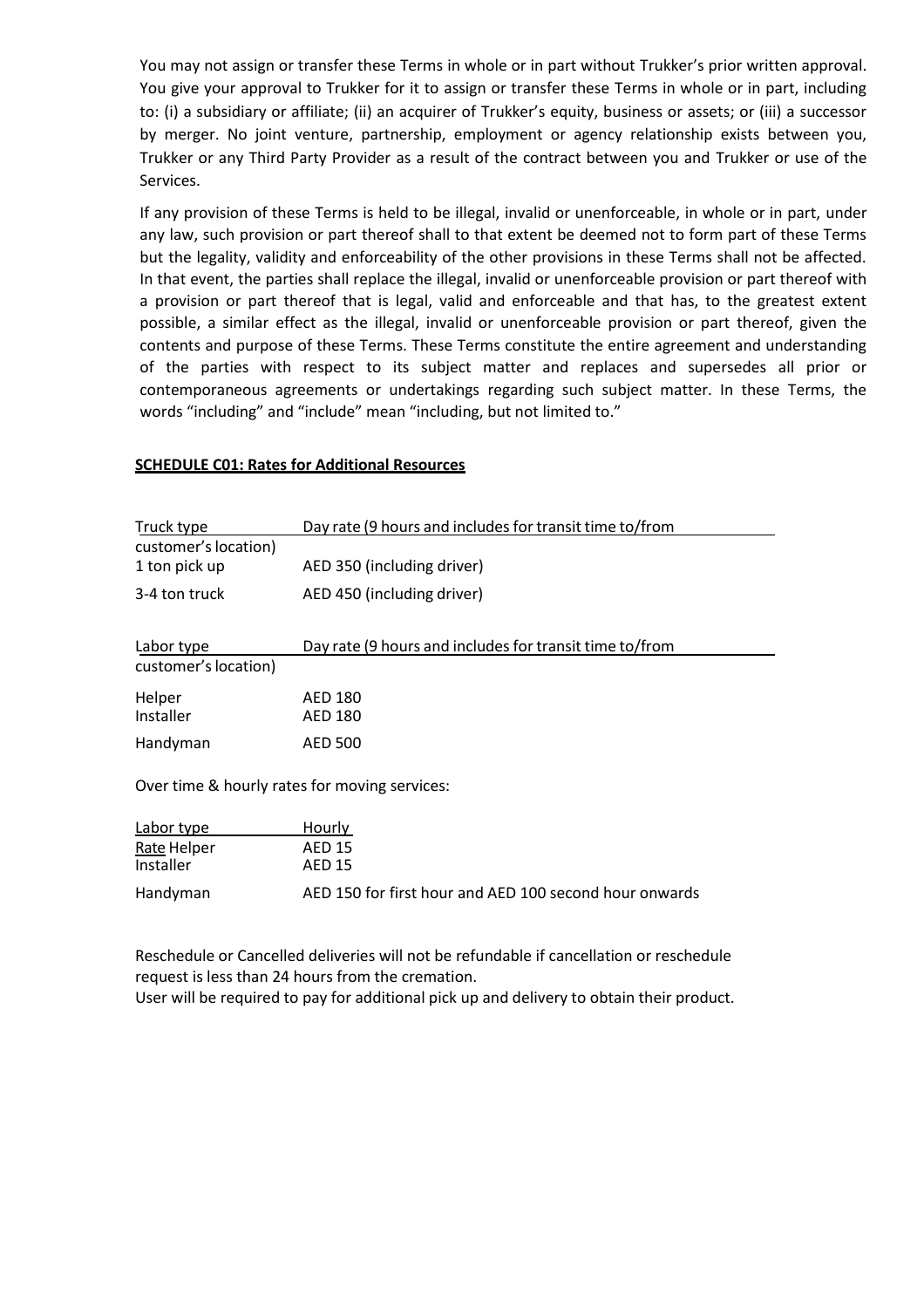You may not assign or transfer these Terms in whole or in part without Trukker's prior written approval. You give your approval to Trukker for it to assign or transfer these Terms in whole or in part, including to: (i) a subsidiary or affiliate; (ii) an acquirer of Trukker's equity, business or assets; or (iii) a successor by merger. No joint venture, partnership, employment or agency relationship exists between you, Trukker or any Third Party Provider as a result of the contract between you and Trukker or use of the Services.

If any provision of these Terms is held to be illegal, invalid or unenforceable, in whole or in part, under any law, such provision or part thereof shall to that extent be deemed not to form part of these Terms but the legality, validity and enforceability of the other provisions in these Terms shall not be affected. In that event, the parties shall replace the illegal, invalid or unenforceable provision or part thereof with a provision or part thereof that is legal, valid and enforceable and that has, to the greatest extent possible, a similar effect as the illegal, invalid or unenforceable provision or part thereof, given the contents and purpose of these Terms. These Terms constitute the entire agreement and understanding of the parties with respect to its subject matter and replaces and supersedes all prior or contemporaneous agreements or undertakings regarding such subject matter. In these Terms, the words "including" and "include" mean "including, but not limited to."

**SCHEDULE C01: Rates for Additional Resources**

| Truck type | Day rate (9 hours and includes for transit time to/from customer's location) |
| --- | --- |
| 1 ton pick up | AED 350 (including driver) |
| 3-4 ton truck | AED 450 (including driver) |

| Labor type | Day rate (9 hours and includes for transit time to/from customer's location) |
| --- | --- |
| Helper | AED 180 |
| Installer | AED 180 |
| Handyman | AED 500 |

Over time & hourly rates for moving services:

| Labor type | Hourly Rate |
| --- | --- |
| Helper | AED 15 |
| Installer | AED 15 |
| Handyman | AED 150 for first hour and AED 100 second hour onwards |

Reschedule or Cancelled deliveries will not be refundable if cancellation or reschedule request is less than 24 hours from the cremation.
User will be required to pay for additional pick up and delivery to obtain their product.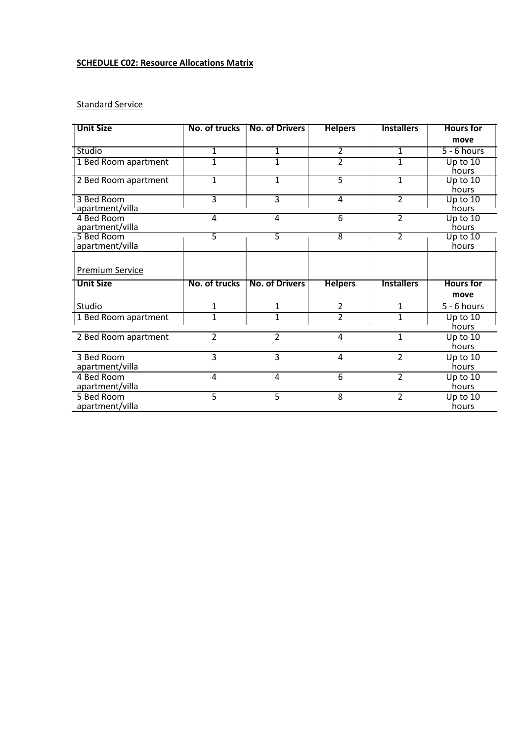**SCHEDULE C02: Resource Allocations Matrix**

Standard Service

| Unit Size | No. of trucks | No. of Drivers | Helpers | Installers | Hours for move |
|---|---|---|---|---|---|
| Studio | 1 | 1 | 2 | 1 | 5 - 6 hours |
| 1 Bed Room apartment | 1 | 1 | 2 | 1 | Up to 10 hours |
| 2 Bed Room apartment | 1 | 1 | 5 | 1 | Up to 10 hours |
| 3 Bed Room apartment/villa | 3 | 3 | 4 | 2 | Up to 10 hours |
| 4 Bed Room apartment/villa | 4 | 4 | 6 | 2 | Up to 10 hours |
| 5 Bed Room apartment/villa | 5 | 5 | 8 | 2 | Up to 10 hours |

Premium Service

| Unit Size | No. of trucks | No. of Drivers | Helpers | Installers | Hours for move |
|---|---|---|---|---|---|
| Studio | 1 | 1 | 2 | 1 | 5 - 6 hours |
| 1 Bed Room apartment | 1 | 1 | 2 | 1 | Up to 10 hours |
| 2 Bed Room apartment | 2 | 2 | 4 | 1 | Up to 10 hours |
| 3 Bed Room apartment/villa | 3 | 3 | 4 | 2 | Up to 10 hours |
| 4 Bed Room apartment/villa | 4 | 4 | 6 | 2 | Up to 10 hours |
| 5 Bed Room apartment/villa | 5 | 5 | 8 | 2 | Up to 10 hours |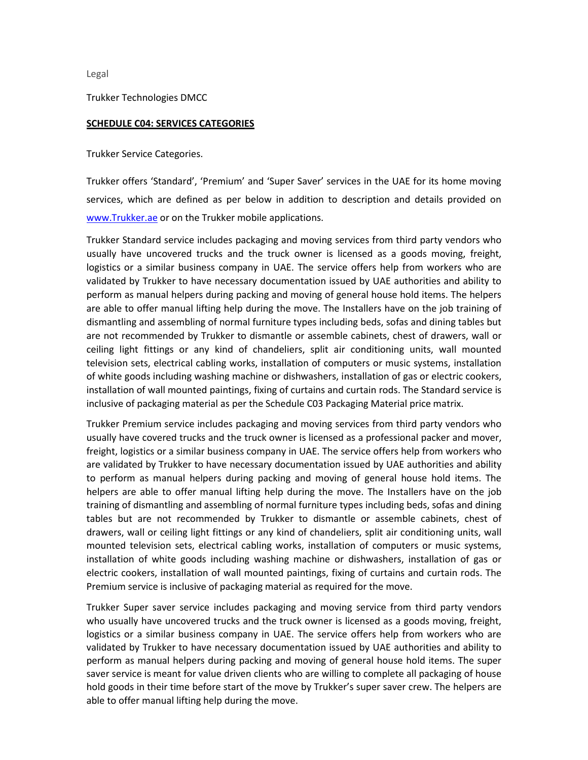Legal

Trukker Technologies DMCC

**SCHEDULE C04: SERVICES CATEGORIES**

Trukker Service Categories.

Trukker offers 'Standard', 'Premium' and 'Super Saver' services in the UAE for its home moving services, which are defined as per below in addition to description and details provided on [www.Trukker.ae](http://www.Trukker.ae) or on the Trukker mobile applications.

Trukker Standard service includes packaging and moving services from third party vendors who usually have uncovered trucks and the truck owner is licensed as a goods moving, freight, logistics or a similar business company in UAE. The service offers help from workers who are validated by Trukker to have necessary documentation issued by UAE authorities and ability to perform as manual helpers during packing and moving of general house hold items. The helpers are able to offer manual lifting help during the move. The Installers have on the job training of dismantling and assembling of normal furniture types including beds, sofas and dining tables but are not recommended by Trukker to dismantle or assemble cabinets, chest of drawers, wall or ceiling light fittings or any kind of chandeliers, split air conditioning units, wall mounted television sets, electrical cabling works, installation of computers or music systems, installation of white goods including washing machine or dishwashers, installation of gas or electric cookers, installation of wall mounted paintings, fixing of curtains and curtain rods. The Standard service is inclusive of packaging material as per the Schedule C03 Packaging Material price matrix.

Trukker Premium service includes packaging and moving services from third party vendors who usually have covered trucks and the truck owner is licensed as a professional packer and mover, freight, logistics or a similar business company in UAE. The service offers help from workers who are validated by Trukker to have necessary documentation issued by UAE authorities and ability to perform as manual helpers during packing and moving of general house hold items. The helpers are able to offer manual lifting help during the move. The Installers have on the job training of dismantling and assembling of normal furniture types including beds, sofas and dining tables but are not recommended by Trukker to dismantle or assemble cabinets, chest of drawers, wall or ceiling light fittings or any kind of chandeliers, split air conditioning units, wall mounted television sets, electrical cabling works, installation of computers or music systems, installation of white goods including washing machine or dishwashers, installation of gas or electric cookers, installation of wall mounted paintings, fixing of curtains and curtain rods. The Premium service is inclusive of packaging material as required for the move.

Trukker Super saver service includes packaging and moving service from third party vendors who usually have uncovered trucks and the truck owner is licensed as a goods moving, freight, logistics or a similar business company in UAE. The service offers help from workers who are validated by Trukker to have necessary documentation issued by UAE authorities and ability to perform as manual helpers during packing and moving of general house hold items. The super saver service is meant for value driven clients who are willing to complete all packaging of house hold goods in their time before start of the move by Trukker's super saver crew. The helpers are able to offer manual lifting help during the move.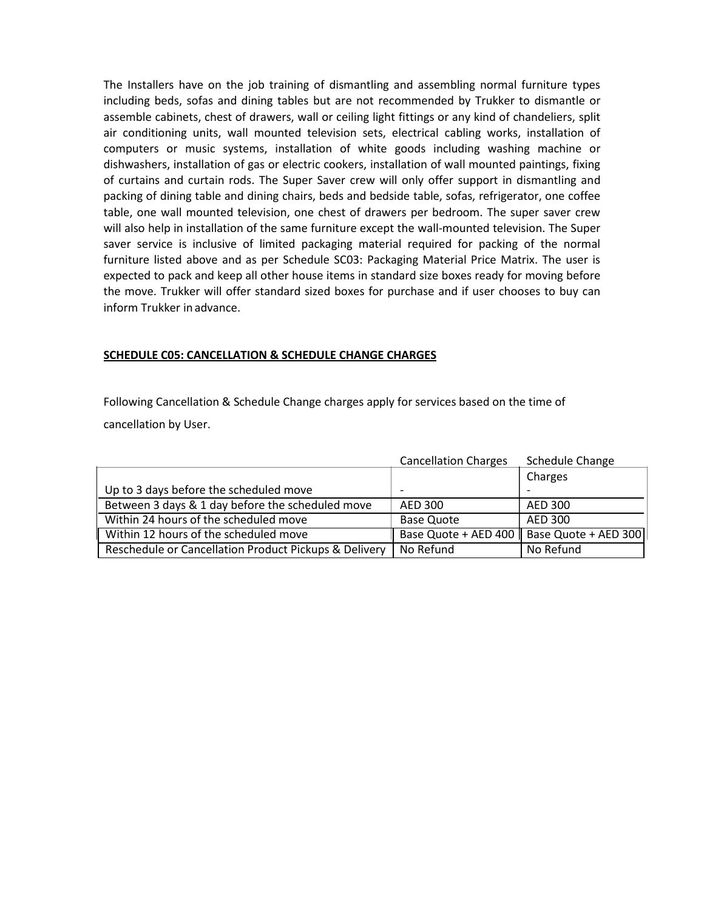The Installers have on the job training of dismantling and assembling normal furniture types including beds, sofas and dining tables but are not recommended by Trukker to dismantle or assemble cabinets, chest of drawers, wall or ceiling light fittings or any kind of chandeliers, split air conditioning units, wall mounted television sets, electrical cabling works, installation of computers or music systems, installation of white goods including washing machine or dishwashers, installation of gas or electric cookers, installation of wall mounted paintings, fixing of curtains and curtain rods. The Super Saver crew will only offer support in dismantling and packing of dining table and dining chairs, beds and bedside table, sofas, refrigerator, one coffee table, one wall mounted television, one chest of drawers per bedroom. The super saver crew will also help in installation of the same furniture except the wall-mounted television. The Super saver service is inclusive of limited packaging material required for packing of the normal furniture listed above and as per Schedule SC03: Packaging Material Price Matrix. The user is expected to pack and keep all other house items in standard size boxes ready for moving before the move. Trukker will offer standard sized boxes for purchase and if user chooses to buy can inform Trukker in advance.

**SCHEDULE C05: CANCELLATION & SCHEDULE CHANGE CHARGES**

Following Cancellation & Schedule Change charges apply for services based on the time of cancellation by User.

| | Cancellation Charges | Schedule Change Charges |
|---|---|---|
| Up to 3 days before the scheduled move | - | - |
| Between 3 days & 1 day before the scheduled move | AED 300 | AED 300 |
| Within 24 hours of the scheduled move | Base Quote | AED 300 |
| Within 12 hours of the scheduled move | Base Quote + AED 400 | Base Quote + AED 300 |
| Reschedule or Cancellation Product Pickups & Delivery | No Refund | No Refund |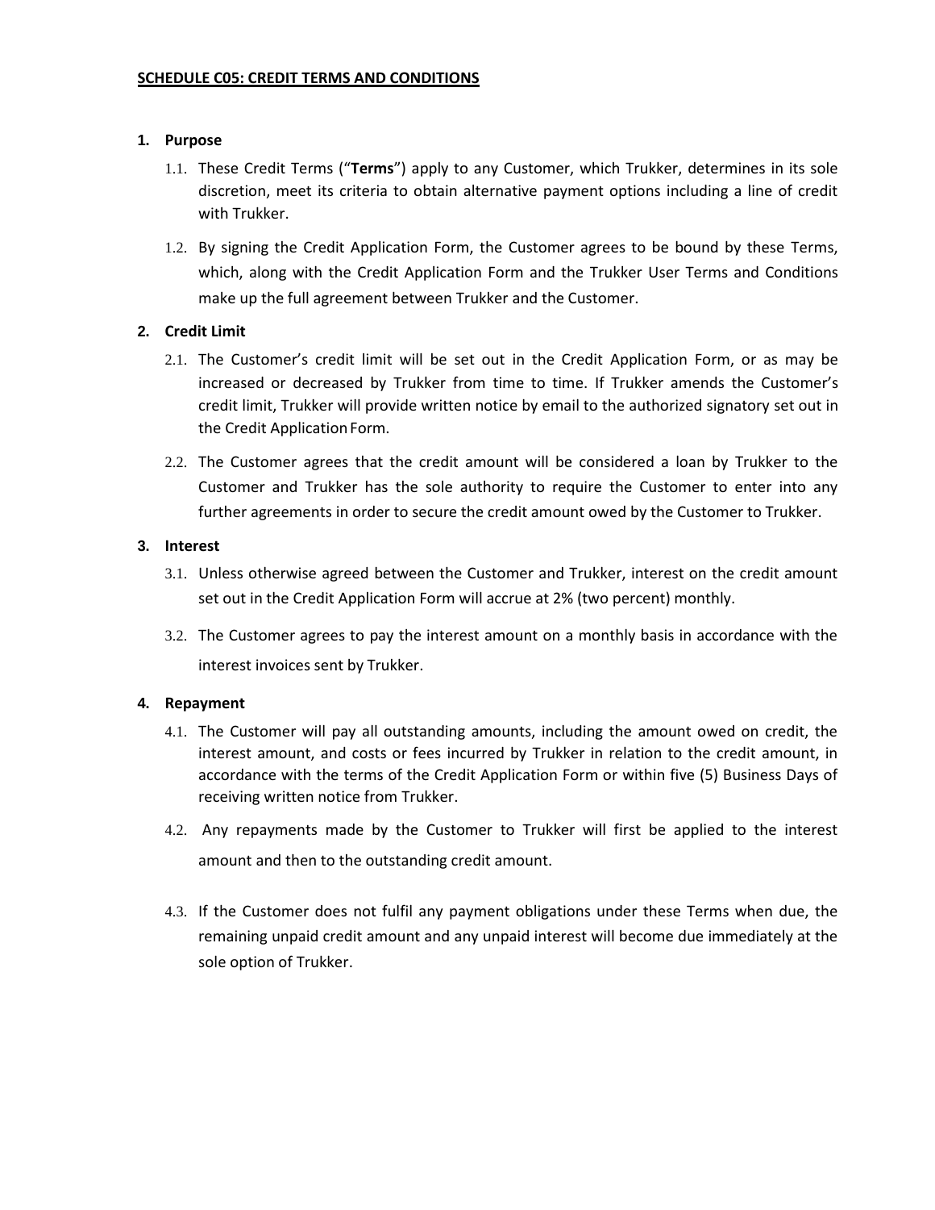**SCHEDULE C05: CREDIT TERMS AND CONDITIONS**

**1. Purpose**

1.1. These Credit Terms ("**Terms**") apply to any Customer, which Trukker, determines in its sole discretion, meet its criteria to obtain alternative payment options including a line of credit with Trukker.

1.2. By signing the Credit Application Form, the Customer agrees to be bound by these Terms, which, along with the Credit Application Form and the Trukker User Terms and Conditions make up the full agreement between Trukker and the Customer.

**2. Credit Limit**

2.1. The Customer's credit limit will be set out in the Credit Application Form, or as may be increased or decreased by Trukker from time to time. If Trukker amends the Customer's credit limit, Trukker will provide written notice by email to the authorized signatory set out in the Credit Application Form.

2.2. The Customer agrees that the credit amount will be considered a loan by Trukker to the Customer and Trukker has the sole authority to require the Customer to enter into any further agreements in order to secure the credit amount owed by the Customer to Trukker.

**3. Interest**

3.1. Unless otherwise agreed between the Customer and Trukker, interest on the credit amount set out in the Credit Application Form will accrue at 2% (two percent) monthly.

3.2. The Customer agrees to pay the interest amount on a monthly basis in accordance with the interest invoices sent by Trukker.

**4. Repayment**

4.1. The Customer will pay all outstanding amounts, including the amount owed on credit, the interest amount, and costs or fees incurred by Trukker in relation to the credit amount, in accordance with the terms of the Credit Application Form or within five (5) Business Days of receiving written notice from Trukker.

4.2. Any repayments made by the Customer to Trukker will first be applied to the interest amount and then to the outstanding credit amount.

4.3. If the Customer does not fulfil any payment obligations under these Terms when due, the remaining unpaid credit amount and any unpaid interest will become due immediately at the sole option of Trukker.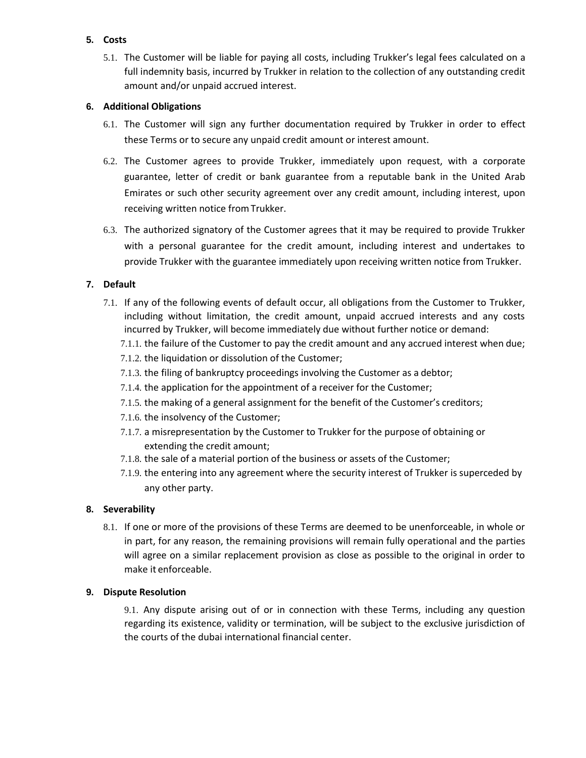**5. Costs**

5.1. The Customer will be liable for paying all costs, including Trukker's legal fees calculated on a full indemnity basis, incurred by Trukker in relation to the collection of any outstanding credit amount and/or unpaid accrued interest.

**6. Additional Obligations**

6.1. The Customer will sign any further documentation required by Trukker in order to effect these Terms or to secure any unpaid credit amount or interest amount.

6.2. The Customer agrees to provide Trukker, immediately upon request, with a corporate guarantee, letter of credit or bank guarantee from a reputable bank in the United Arab Emirates or such other security agreement over any credit amount, including interest, upon receiving written notice from Trukker.

6.3. The authorized signatory of the Customer agrees that it may be required to provide Trukker with a personal guarantee for the credit amount, including interest and undertakes to provide Trukker with the guarantee immediately upon receiving written notice from Trukker.

**7. Default**

7.1. If any of the following events of default occur, all obligations from the Customer to Trukker, including without limitation, the credit amount, unpaid accrued interests and any costs incurred by Trukker, will become immediately due without further notice or demand:

7.1.1. the failure of the Customer to pay the credit amount and any accrued interest when due;
7.1.2. the liquidation or dissolution of the Customer;
7.1.3. the filing of bankruptcy proceedings involving the Customer as a debtor;
7.1.4. the application for the appointment of a receiver for the Customer;
7.1.5. the making of a general assignment for the benefit of the Customer's creditors;
7.1.6. the insolvency of the Customer;
7.1.7. a misrepresentation by the Customer to Trukker for the purpose of obtaining or extending the credit amount;
7.1.8. the sale of a material portion of the business or assets of the Customer;
7.1.9. the entering into any agreement where the security interest of Trukker is superceded by any other party.

**8. Severability**

8.1. If one or more of the provisions of these Terms are deemed to be unenforceable, in whole or in part, for any reason, the remaining provisions will remain fully operational and the parties will agree on a similar replacement provision as close as possible to the original in order to make it enforceable.

**9. Dispute Resolution**

9.1. Any dispute arising out of or in connection with these Terms, including any question regarding its existence, validity or termination, will be subject to the exclusive jurisdiction of the courts of the dubai international financial center.